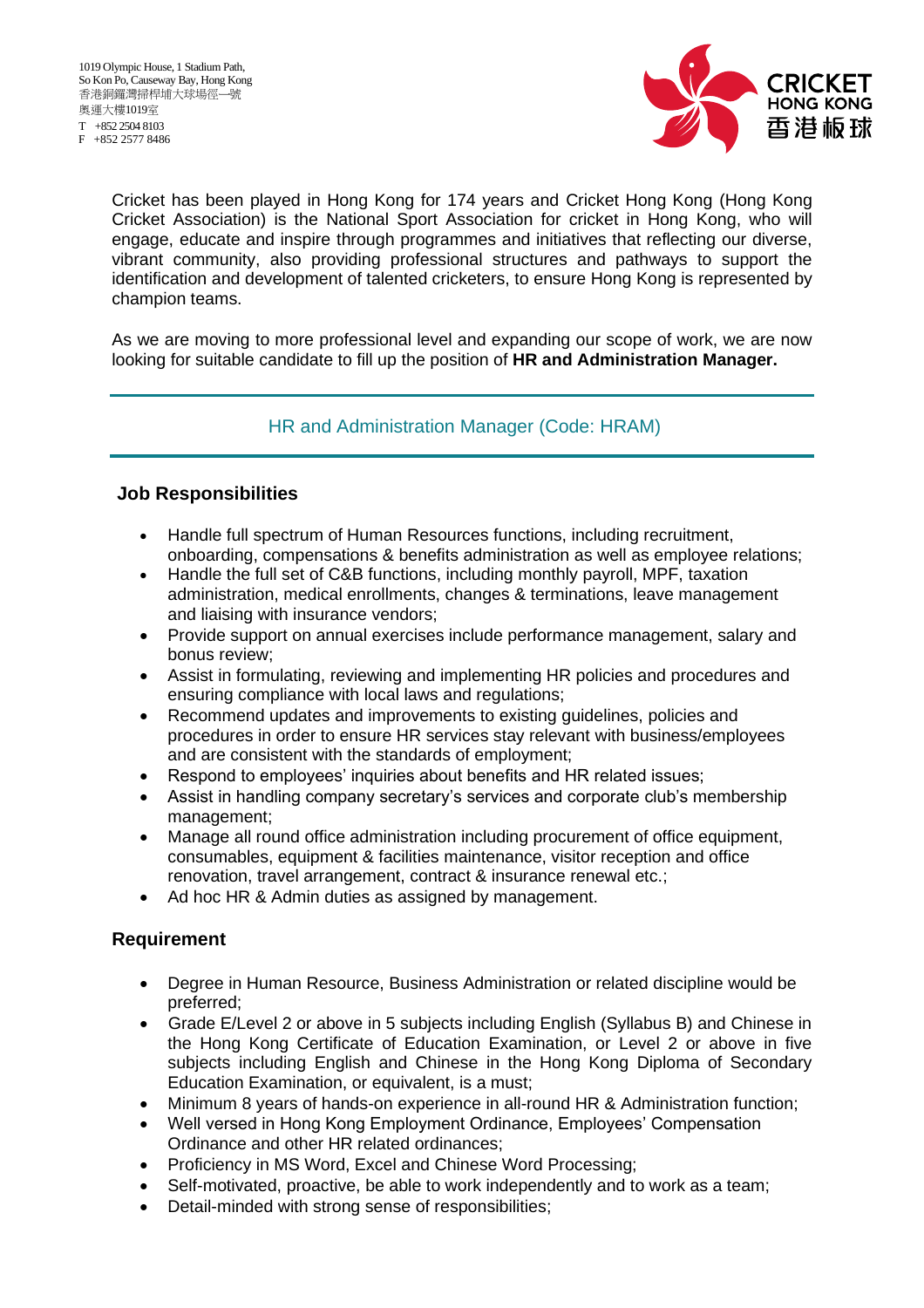1019 Olympic House, 1 Stadium Path,
So Kon Po, Causeway Bay, Hong Kong
香港銅鑼灣掃桿埔大球場徑一號
奧運大樓1019室
T +852 2504 8103
F +852 2577 8486

CRICKET HONG KONG 香港板球

Cricket has been played in Hong Kong for 174 years and Cricket Hong Kong (Hong Kong Cricket Association) is the National Sport Association for cricket in Hong Kong, who will engage, educate and inspire through programmes and initiatives that reflecting our diverse, vibrant community, also providing professional structures and pathways to support the identification and development of talented cricketers, to ensure Hong Kong is represented by champion teams.

As we are moving to more professional level and expanding our scope of work, we are now looking for suitable candidate to fill up the position of **HR and Administration Manager.**

## HR and Administration Manager (Code: HRAM)

### Job Responsibilities

- Handle full spectrum of Human Resources functions, including recruitment, onboarding, compensations & benefits administration as well as employee relations;
- Handle the full set of C&B functions, including monthly payroll, MPF, taxation administration, medical enrollments, changes & terminations, leave management and liaising with insurance vendors;
- Provide support on annual exercises include performance management, salary and bonus review;
- Assist in formulating, reviewing and implementing HR policies and procedures and ensuring compliance with local laws and regulations;
- Recommend updates and improvements to existing guidelines, policies and procedures in order to ensure HR services stay relevant with business/employees and are consistent with the standards of employment;
- Respond to employees' inquiries about benefits and HR related issues;
- Assist in handling company secretary's services and corporate club's membership management;
- Manage all round office administration including procurement of office equipment, consumables, equipment & facilities maintenance, visitor reception and office renovation, travel arrangement, contract & insurance renewal etc.;
- Ad hoc HR & Admin duties as assigned by management.

### Requirement

- Degree in Human Resource, Business Administration or related discipline would be preferred;
- Grade E/Level 2 or above in 5 subjects including English (Syllabus B) and Chinese in the Hong Kong Certificate of Education Examination, or Level 2 or above in five subjects including English and Chinese in the Hong Kong Diploma of Secondary Education Examination, or equivalent, is a must;
- Minimum 8 years of hands-on experience in all-round HR & Administration function;
- Well versed in Hong Kong Employment Ordinance, Employees' Compensation Ordinance and other HR related ordinances;
- Proficiency in MS Word, Excel and Chinese Word Processing;
- Self-motivated, proactive, be able to work independently and to work as a team;
- Detail-minded with strong sense of responsibilities;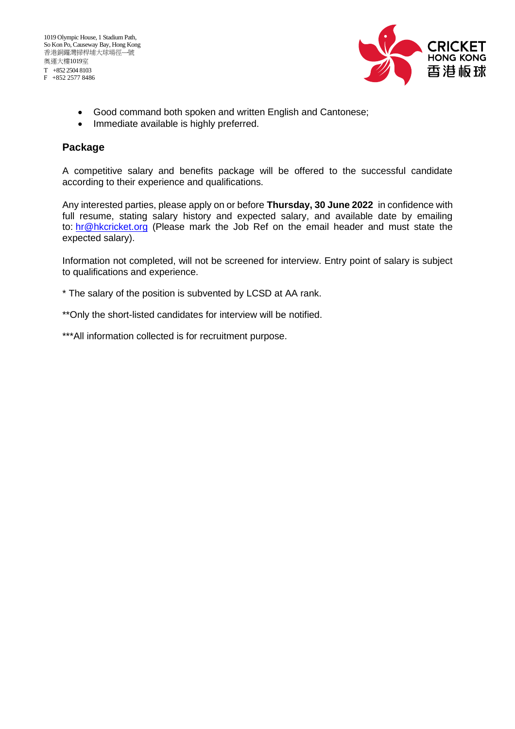- Good command both spoken and written English and Cantonese;
- Immediate available is highly preferred.

## Package

A competitive salary and benefits package will be offered to the successful candidate according to their experience and qualifications.

Any interested parties, please apply on or before **Thursday, 30 June 2022** in confidence with full resume, stating salary history and expected salary, and available date by emailing to: hr@hkcricket.org (Please mark the Job Ref on the email header and must state the expected salary).

Information not completed, will not be screened for interview. Entry point of salary is subject to qualifications and experience.

* The salary of the position is subvented by LCSD at AA rank.

**Only the short-listed candidates for interview will be notified.

***All information collected is for recruitment purpose.